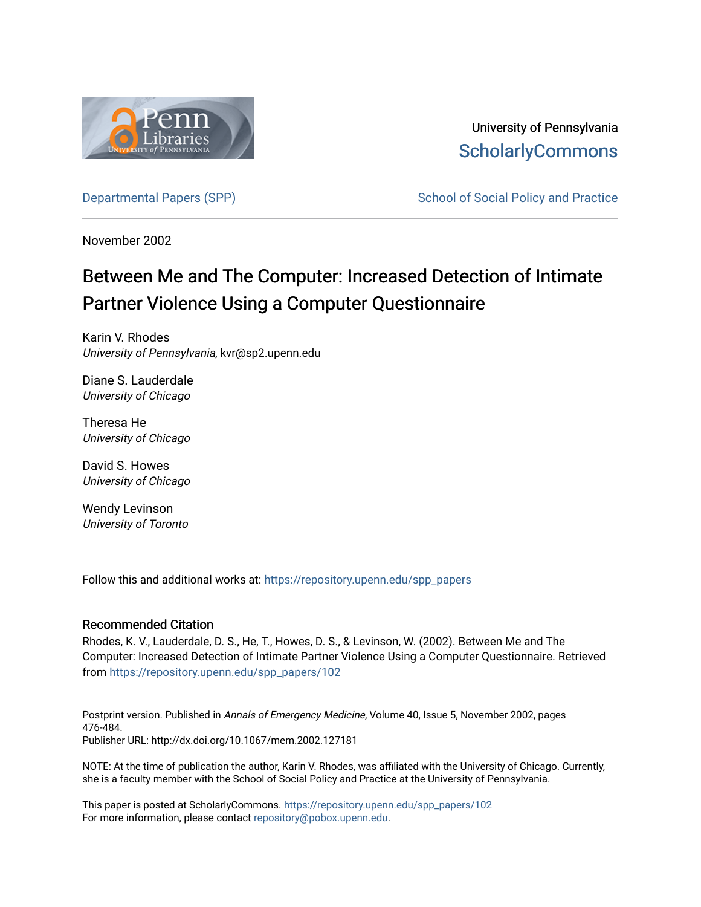University of Pennsylvania
ScholarlyCommons

Departmental Papers (SPP) | School of Social Policy and Practice

November 2002

# Between Me and The Computer: Increased Detection of Intimate Partner Violence Using a Computer Questionnaire

Karin V. Rhodes
*University of Pennsylvania*, kvr@sp2.upenn.edu

Diane S. Lauderdale
*University of Chicago*

Theresa He
*University of Chicago*

David S. Howes
*University of Chicago*

Wendy Levinson
*University of Toronto*

Follow this and additional works at: https://repository.upenn.edu/spp_papers

## Recommended Citation

Rhodes, K. V., Lauderdale, D. S., He, T., Howes, D. S., & Levinson, W. (2002). Between Me and The Computer: Increased Detection of Intimate Partner Violence Using a Computer Questionnaire. Retrieved from https://repository.upenn.edu/spp_papers/102

Postprint version. Published in *Annals of Emergency Medicine*, Volume 40, Issue 5, November 2002, pages 476-484.
Publisher URL: http://dx.doi.org/10.1067/mem.2002.127181

NOTE: At the time of publication the author, Karin V. Rhodes, was affiliated with the University of Chicago. Currently, she is a faculty member with the School of Social Policy and Practice at the University of Pennsylvania.

This paper is posted at ScholarlyCommons. https://repository.upenn.edu/spp_papers/102
For more information, please contact repository@pobox.upenn.edu.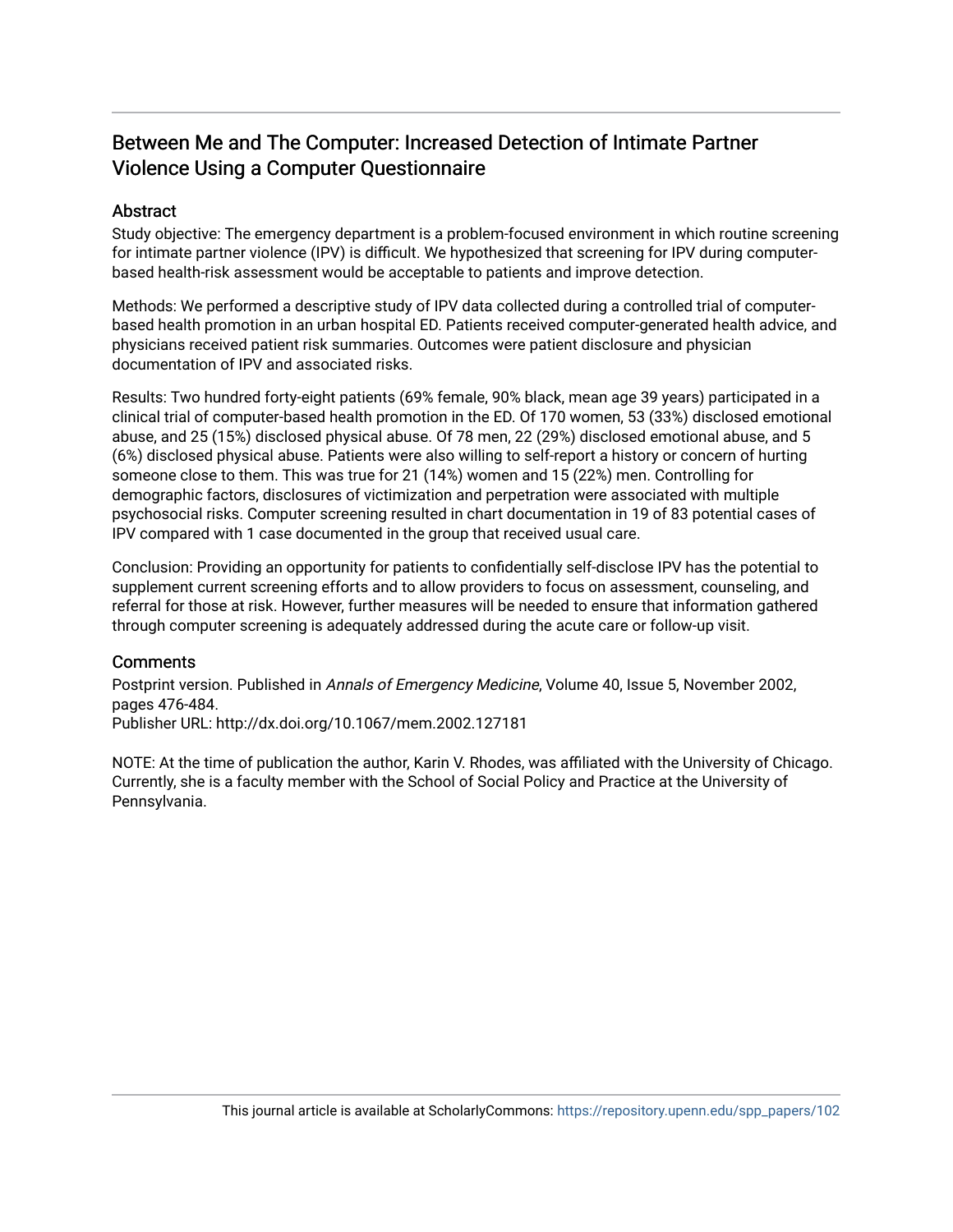# Between Me and The Computer: Increased Detection of Intimate Partner Violence Using a Computer Questionnaire

## Abstract

Study objective: The emergency department is a problem-focused environment in which routine screening for intimate partner violence (IPV) is difficult. We hypothesized that screening for IPV during computer-based health-risk assessment would be acceptable to patients and improve detection.

Methods: We performed a descriptive study of IPV data collected during a controlled trial of computer-based health promotion in an urban hospital ED. Patients received computer-generated health advice, and physicians received patient risk summaries. Outcomes were patient disclosure and physician documentation of IPV and associated risks.

Results: Two hundred forty-eight patients (69% female, 90% black, mean age 39 years) participated in a clinical trial of computer-based health promotion in the ED. Of 170 women, 53 (33%) disclosed emotional abuse, and 25 (15%) disclosed physical abuse. Of 78 men, 22 (29%) disclosed emotional abuse, and 5 (6%) disclosed physical abuse. Patients were also willing to self-report a history or concern of hurting someone close to them. This was true for 21 (14%) women and 15 (22%) men. Controlling for demographic factors, disclosures of victimization and perpetration were associated with multiple psychosocial risks. Computer screening resulted in chart documentation in 19 of 83 potential cases of IPV compared with 1 case documented in the group that received usual care.

Conclusion: Providing an opportunity for patients to confidentially self-disclose IPV has the potential to supplement current screening efforts and to allow providers to focus on assessment, counseling, and referral for those at risk. However, further measures will be needed to ensure that information gathered through computer screening is adequately addressed during the acute care or follow-up visit.

## Comments

Postprint version. Published in *Annals of Emergency Medicine*, Volume 40, Issue 5, November 2002, pages 476-484.
Publisher URL: http://dx.doi.org/10.1067/mem.2002.127181

NOTE: At the time of publication the author, Karin V. Rhodes, was affiliated with the University of Chicago. Currently, she is a faculty member with the School of Social Policy and Practice at the University of Pennsylvania.

This journal article is available at ScholarlyCommons: https://repository.upenn.edu/spp_papers/102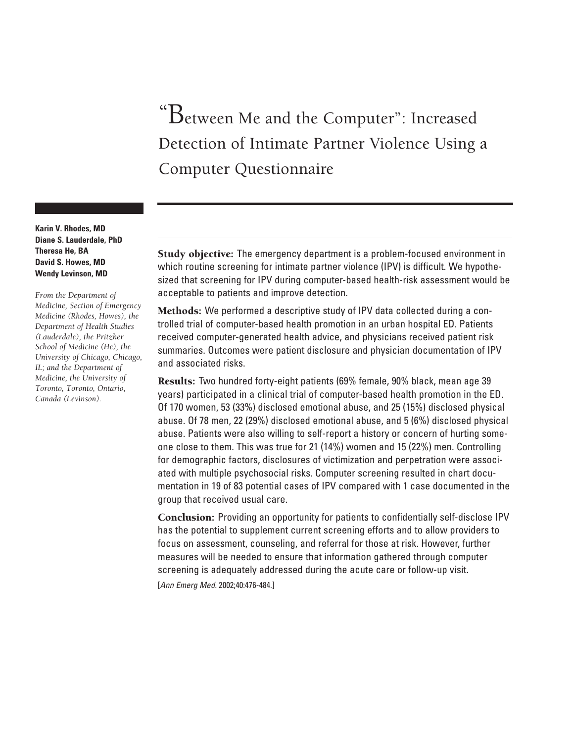# "Between Me and the Computer": Increased Detection of Intimate Partner Violence Using a Computer Questionnaire

**Karin V. Rhodes, MD**
**Diane S. Lauderdale, PhD**
**Theresa He, BA**
**David S. Howes, MD**
**Wendy Levinson, MD**

*From the Department of Medicine, Section of Emergency Medicine (Rhodes, Howes), the Department of Health Studies (Lauderdale), the Pritzker School of Medicine (He), the University of Chicago, Chicago, IL; and the Department of Medicine, the University of Toronto, Toronto, Ontario, Canada (Levinson).*

**Study objective:** The emergency department is a problem-focused environment in which routine screening for intimate partner violence (IPV) is difficult. We hypothesized that screening for IPV during computer-based health-risk assessment would be acceptable to patients and improve detection.

**Methods:** We performed a descriptive study of IPV data collected during a controlled trial of computer-based health promotion in an urban hospital ED. Patients received computer-generated health advice, and physicians received patient risk summaries. Outcomes were patient disclosure and physician documentation of IPV and associated risks.

**Results:** Two hundred forty-eight patients (69% female, 90% black, mean age 39 years) participated in a clinical trial of computer-based health promotion in the ED. Of 170 women, 53 (33%) disclosed emotional abuse, and 25 (15%) disclosed physical abuse. Of 78 men, 22 (29%) disclosed emotional abuse, and 5 (6%) disclosed physical abuse. Patients were also willing to self-report a history or concern of hurting someone close to them. This was true for 21 (14%) women and 15 (22%) men. Controlling for demographic factors, disclosures of victimization and perpetration were associated with multiple psychosocial risks. Computer screening resulted in chart documentation in 19 of 83 potential cases of IPV compared with 1 case documented in the group that received usual care.

**Conclusion:** Providing an opportunity for patients to confidentially self-disclose IPV has the potential to supplement current screening efforts and to allow providers to focus on assessment, counseling, and referral for those at risk. However, further measures will be needed to ensure that information gathered through computer screening is adequately addressed during the acute care or follow-up visit.

[*Ann Emerg Med.* 2002;40:476-484.]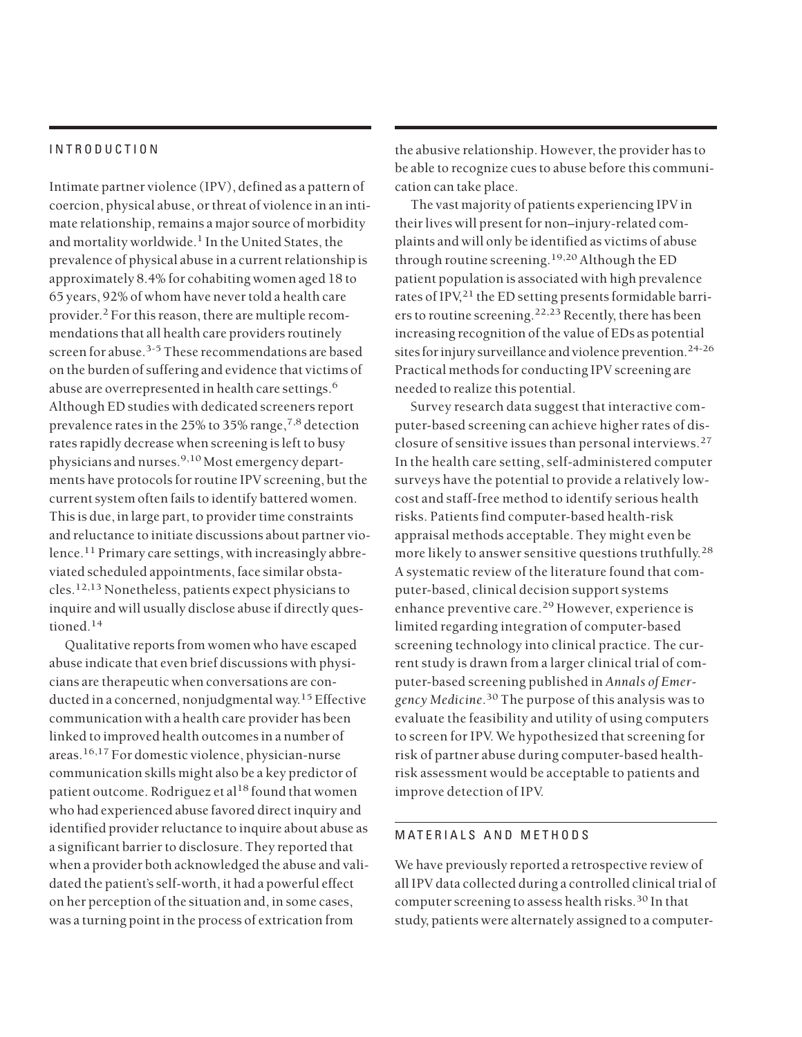## INTRODUCTION

Intimate partner violence (IPV), defined as a pattern of coercion, physical abuse, or threat of violence in an intimate relationship, remains a major source of morbidity and mortality worldwide.[1] In the United States, the prevalence of physical abuse in a current relationship is approximately 8.4% for cohabiting women aged 18 to 65 years, 92% of whom have never told a health care provider.[2] For this reason, there are multiple recommendations that all health care providers routinely screen for abuse.[3-5] These recommendations are based on the burden of suffering and evidence that victims of abuse are overrepresented in health care settings.[6] Although ED studies with dedicated screeners report prevalence rates in the 25% to 35% range,[7,8] detection rates rapidly decrease when screening is left to busy physicians and nurses.[9,10] Most emergency departments have protocols for routine IPV screening, but the current system often fails to identify battered women. This is due, in large part, to provider time constraints and reluctance to initiate discussions about partner violence.[11] Primary care settings, with increasingly abbreviated scheduled appointments, face similar obstacles.[12,13] Nonetheless, patients expect physicians to inquire and will usually disclose abuse if directly questioned.[14]

Qualitative reports from women who have escaped abuse indicate that even brief discussions with physicians are therapeutic when conversations are conducted in a concerned, nonjudgmental way.[15] Effective communication with a health care provider has been linked to improved health outcomes in a number of areas.[16,17] For domestic violence, physician-nurse communication skills might also be a key predictor of patient outcome. Rodriguez et al[18] found that women who had experienced abuse favored direct inquiry and identified provider reluctance to inquire about abuse as a significant barrier to disclosure. They reported that when a provider both acknowledged the abuse and validated the patient's self-worth, it had a powerful effect on her perception of the situation and, in some cases, was a turning point in the process of extrication from the abusive relationship. However, the provider has to be able to recognize cues to abuse before this communication can take place.

The vast majority of patients experiencing IPV in their lives will present for non–injury-related complaints and will only be identified as victims of abuse through routine screening.[19,20] Although the ED patient population is associated with high prevalence rates of IPV,[21] the ED setting presents formidable barriers to routine screening.[22,23] Recently, there has been increasing recognition of the value of EDs as potential sites for injury surveillance and violence prevention.[24-26] Practical methods for conducting IPV screening are needed to realize this potential.

Survey research data suggest that interactive computer-based screening can achieve higher rates of disclosure of sensitive issues than personal interviews.[27] In the health care setting, self-administered computer surveys have the potential to provide a relatively low-cost and staff-free method to identify serious health risks. Patients find computer-based health-risk appraisal methods acceptable. They might even be more likely to answer sensitive questions truthfully.[28] A systematic review of the literature found that computer-based, clinical decision support systems enhance preventive care.[29] However, experience is limited regarding integration of computer-based screening technology into clinical practice. The current study is drawn from a larger clinical trial of computer-based screening published in *Annals of Emergency Medicine*.[30] The purpose of this analysis was to evaluate the feasibility and utility of using computers to screen for IPV. We hypothesized that screening for risk of partner abuse during computer-based health-risk assessment would be acceptable to patients and improve detection of IPV.

## MATERIALS AND METHODS

We have previously reported a retrospective review of all IPV data collected during a controlled clinical trial of computer screening to assess health risks.[30] In that study, patients were alternately assigned to a computer-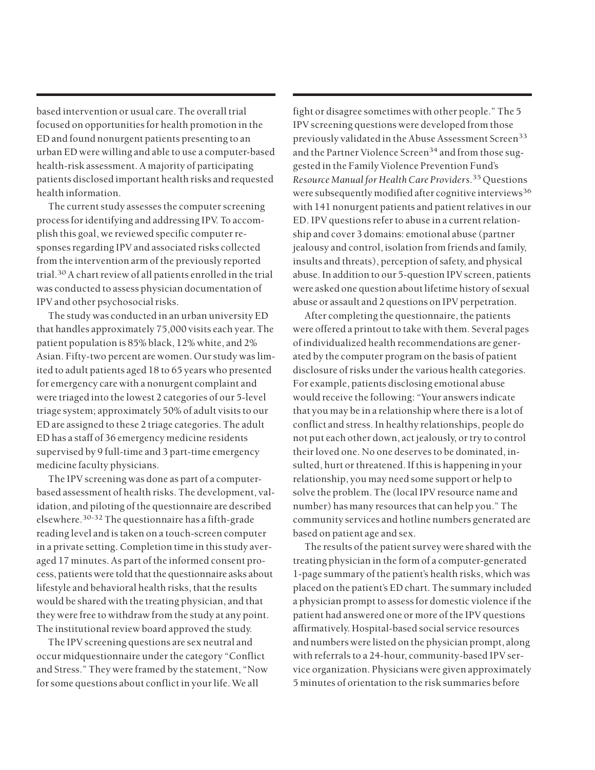based intervention or usual care. The overall trial focused on opportunities for health promotion in the ED and found nonurgent patients presenting to an urban ED were willing and able to use a computer-based health-risk assessment. A majority of participating patients disclosed important health risks and requested health information.

The current study assesses the computer screening process for identifying and addressing IPV. To accomplish this goal, we reviewed specific computer responses regarding IPV and associated risks collected from the intervention arm of the previously reported trial.[30] A chart review of all patients enrolled in the trial was conducted to assess physician documentation of IPV and other psychosocial risks.

The study was conducted in an urban university ED that handles approximately 75,000 visits each year. The patient population is 85% black, 12% white, and 2% Asian. Fifty-two percent are women. Our study was limited to adult patients aged 18 to 65 years who presented for emergency care with a nonurgent complaint and were triaged into the lowest 2 categories of our 5-level triage system; approximately 50% of adult visits to our ED are assigned to these 2 triage categories. The adult ED has a staff of 36 emergency medicine residents supervised by 9 full-time and 3 part-time emergency medicine faculty physicians.

The IPV screening was done as part of a computer-based assessment of health risks. The development, validation, and piloting of the questionnaire are described elsewhere.[30-32] The questionnaire has a fifth-grade reading level and is taken on a touch-screen computer in a private setting. Completion time in this study averaged 17 minutes. As part of the informed consent process, patients were told that the questionnaire asks about lifestyle and behavioral health risks, that the results would be shared with the treating physician, and that they were free to withdraw from the study at any point. The institutional review board approved the study.

The IPV screening questions are sex neutral and occur midquestionnaire under the category "Conflict and Stress." They were framed by the statement, "Now for some questions about conflict in your life. We all fight or disagree sometimes with other people." The 5 IPV screening questions were developed from those previously validated in the Abuse Assessment Screen[33] and the Partner Violence Screen[34] and from those suggested in the Family Violence Prevention Fund's *Resource Manual for Health Care Providers*.[35] Questions were subsequently modified after cognitive interviews[36] with 141 nonurgent patients and patient relatives in our ED. IPV questions refer to abuse in a current relationship and cover 3 domains: emotional abuse (partner jealousy and control, isolation from friends and family, insults and threats), perception of safety, and physical abuse. In addition to our 5-question IPV screen, patients were asked one question about lifetime history of sexual abuse or assault and 2 questions on IPV perpetration.

After completing the questionnaire, the patients were offered a printout to take with them. Several pages of individualized health recommendations are generated by the computer program on the basis of patient disclosure of risks under the various health categories. For example, patients disclosing emotional abuse would receive the following: "Your answers indicate that you may be in a relationship where there is a lot of conflict and stress. In healthy relationships, people do not put each other down, act jealously, or try to control their loved one. No one deserves to be dominated, insulted, hurt or threatened. If this is happening in your relationship, you may need some support or help to solve the problem. The (local IPV resource name and number) has many resources that can help you." The community services and hotline numbers generated are based on patient age and sex.

The results of the patient survey were shared with the treating physician in the form of a computer-generated 1-page summary of the patient's health risks, which was placed on the patient's ED chart. The summary included a physician prompt to assess for domestic violence if the patient had answered one or more of the IPV questions affirmatively. Hospital-based social service resources and numbers were listed on the physician prompt, along with referrals to a 24-hour, community-based IPV service organization. Physicians were given approximately 5 minutes of orientation to the risk summaries before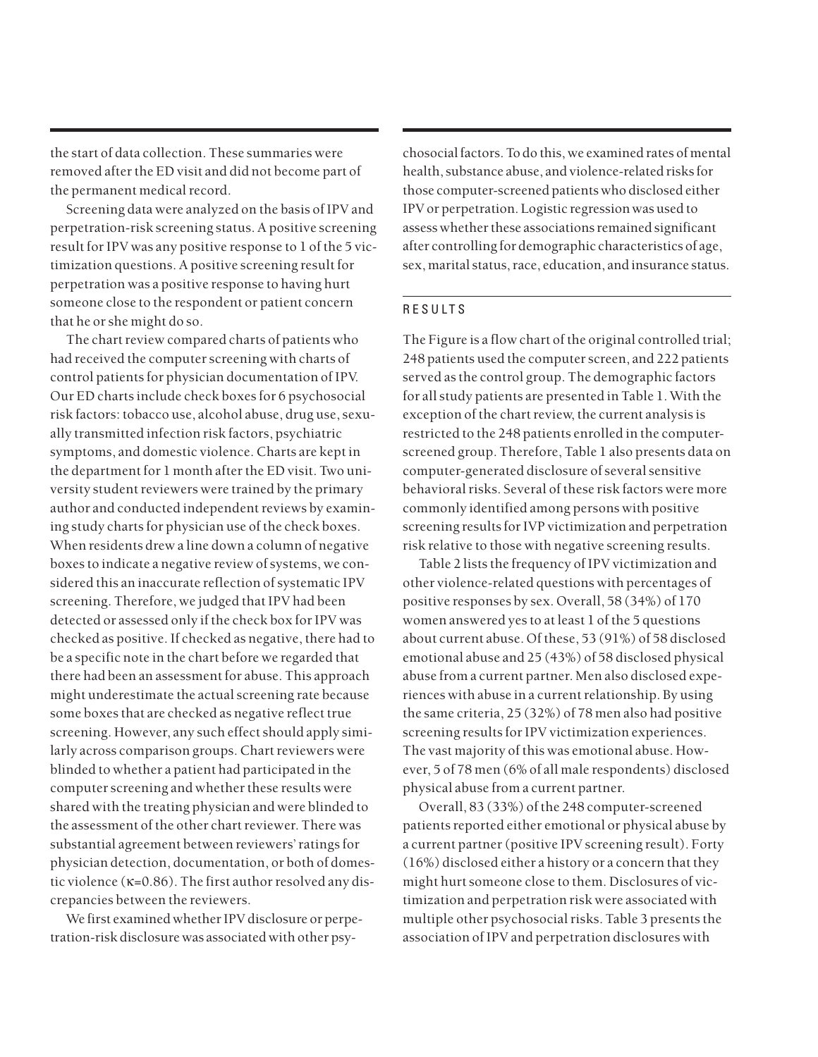the start of data collection. These summaries were removed after the ED visit and did not become part of the permanent medical record.

Screening data were analyzed on the basis of IPV and perpetration-risk screening status. A positive screening result for IPV was any positive response to 1 of the 5 victimization questions. A positive screening result for perpetration was a positive response to having hurt someone close to the respondent or patient concern that he or she might do so.

The chart review compared charts of patients who had received the computer screening with charts of control patients for physician documentation of IPV. Our ED charts include check boxes for 6 psychosocial risk factors: tobacco use, alcohol abuse, drug use, sexually transmitted infection risk factors, psychiatric symptoms, and domestic violence. Charts are kept in the department for 1 month after the ED visit. Two university student reviewers were trained by the primary author and conducted independent reviews by examining study charts for physician use of the check boxes. When residents drew a line down a column of negative boxes to indicate a negative review of systems, we considered this an inaccurate reflection of systematic IPV screening. Therefore, we judged that IPV had been detected or assessed only if the check box for IPV was checked as positive. If checked as negative, there had to be a specific note in the chart before we regarded that there had been an assessment for abuse. This approach might underestimate the actual screening rate because some boxes that are checked as negative reflect true screening. However, any such effect should apply similarly across comparison groups. Chart reviewers were blinded to whether a patient had participated in the computer screening and whether these results were shared with the treating physician and were blinded to the assessment of the other chart reviewer. There was substantial agreement between reviewers' ratings for physician detection, documentation, or both of domestic violence ($\kappa$=0.86). The first author resolved any discrepancies between the reviewers.

We first examined whether IPV disclosure or perpetration-risk disclosure was associated with other psychosocial factors. To do this, we examined rates of mental health, substance abuse, and violence-related risks for those computer-screened patients who disclosed either IPV or perpetration. Logistic regression was used to assess whether these associations remained significant after controlling for demographic characteristics of age, sex, marital status, race, education, and insurance status.

## RESULTS

The Figure is a flow chart of the original controlled trial; 248 patients used the computer screen, and 222 patients served as the control group. The demographic factors for all study patients are presented in Table 1. With the exception of the chart review, the current analysis is restricted to the 248 patients enrolled in the computer-screened group. Therefore, Table 1 also presents data on computer-generated disclosure of several sensitive behavioral risks. Several of these risk factors were more commonly identified among persons with positive screening results for IVP victimization and perpetration risk relative to those with negative screening results.

Table 2 lists the frequency of IPV victimization and other violence-related questions with percentages of positive responses by sex. Overall, 58 (34%) of 170 women answered yes to at least 1 of the 5 questions about current abuse. Of these, 53 (91%) of 58 disclosed emotional abuse and 25 (43%) of 58 disclosed physical abuse from a current partner. Men also disclosed experiences with abuse in a current relationship. By using the same criteria, 25 (32%) of 78 men also had positive screening results for IPV victimization experiences. The vast majority of this was emotional abuse. However, 5 of 78 men (6% of all male respondents) disclosed physical abuse from a current partner.

Overall, 83 (33%) of the 248 computer-screened patients reported either emotional or physical abuse by a current partner (positive IPV screening result). Forty (16%) disclosed either a history or a concern that they might hurt someone close to them. Disclosures of victimization and perpetration risk were associated with multiple other psychosocial risks. Table 3 presents the association of IPV and perpetration disclosures with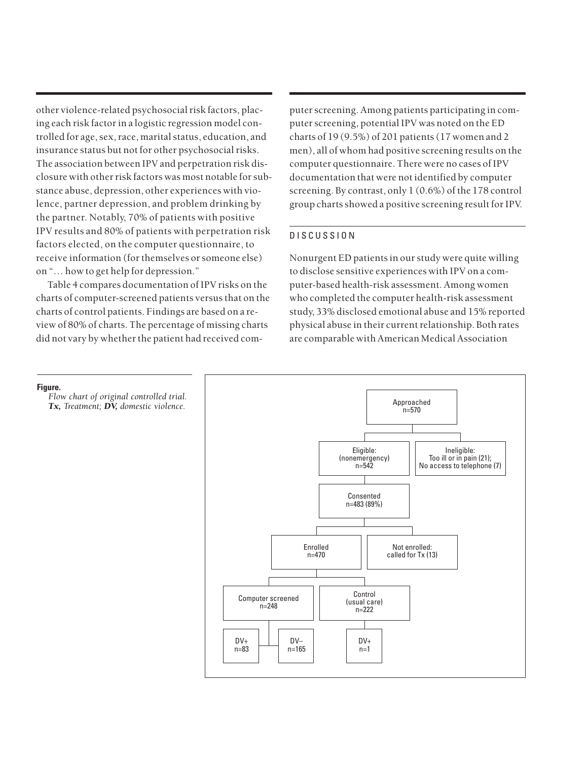other violence-related psychosocial risk factors, placing each risk factor in a logistic regression model controlled for age, sex, race, marital status, education, and insurance status but not for other psychosocial risks. The association between IPV and perpetration risk disclosure with other risk factors was most notable for substance abuse, depression, other experiences with violence, partner depression, and problem drinking by the partner. Notably, 70% of patients with positive IPV results and 80% of patients with perpetration risk factors elected, on the computer questionnaire, to receive information (for themselves or someone else) on "… how to get help for depression."

Table 4 compares documentation of IPV risks on the charts of computer-screened patients versus that on the charts of control patients. Findings are based on a review of 80% of charts. The percentage of missing charts did not vary by whether the patient had received computer screening. Among patients participating in computer screening, potential IPV was noted on the ED charts of 19 (9.5%) of 201 patients (17 women and 2 men), all of whom had positive screening results on the computer questionnaire. There were no cases of IPV documentation that were not identified by computer screening. By contrast, only 1 (0.6%) of the 178 control group charts showed a positive screening result for IPV.

## DISCUSSION

Nonurgent ED patients in our study were quite willing to disclose sensitive experiences with IPV on a computer-based health-risk assessment. Among women who completed the computer health-risk assessment study, 33% disclosed emotional abuse and 15% reported physical abuse in their current relationship. Both rates are comparable with American Medical Association

**Figure.**
*Flow chart of original controlled trial. **Tx,** Treatment; **DV,** domestic violence.*

- Approached n=570
  - Eligible: (nonemergency) n=542
    - Consented n=483 (89%)
      - Enrolled n=470
        - Computer screened n=248
          - DV+ n=83
          - DV– n=165
        - Control (usual care) n=222
          - DV+ n=1
      - Not enrolled: called for Tx (13)
  - Ineligible: Too ill or in pain (21); No access to telephone (7)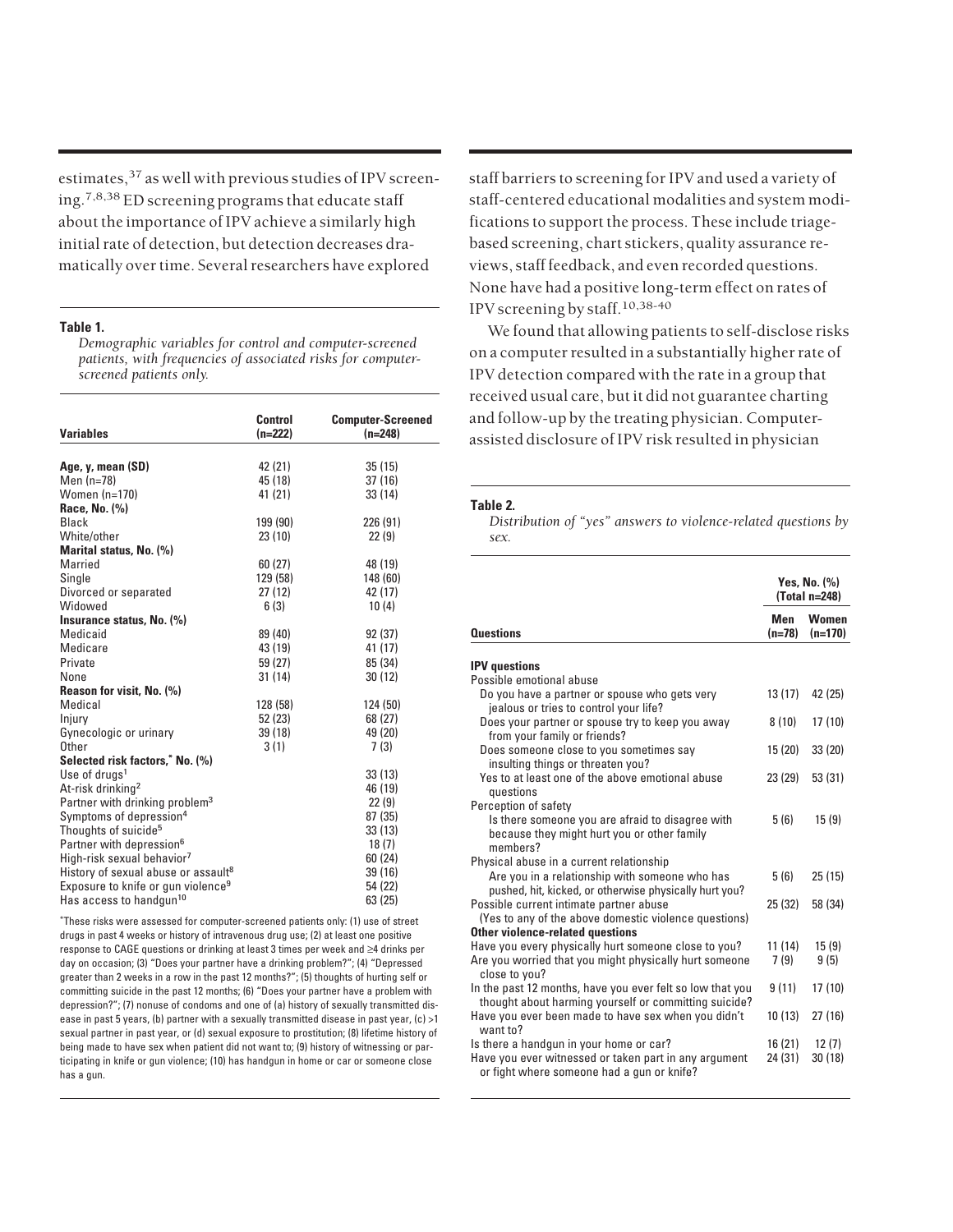estimates,[37] as well with previous studies of IPV screening.[7,8,38] ED screening programs that educate staff about the importance of IPV achieve a similarly high initial rate of detection, but detection decreases dramatically over time. Several researchers have explored staff barriers to screening for IPV and used a variety of staff-centered educational modalities and system modifications to support the process. These include triage-based screening, chart stickers, quality assurance reviews, staff feedback, and even recorded questions. None have had a positive long-term effect on rates of IPV screening by staff.[10,38-40]

We found that allowing patients to self-disclose risks on a computer resulted in a substantially higher rate of IPV detection compared with the rate in a group that received usual care, but it did not guarantee charting and follow-up by the treating physician. Computer-assisted disclosure of IPV risk resulted in physician

**Table 1.**
*Demographic variables for control and computer-screened patients, with frequencies of associated risks for computer-screened patients only.*

| Variables | Control (n=222) | Computer-Screened (n=248) |
|---|---|---|
| **Age, y, mean (SD)** | 42 (21) | 35 (15) |
| Men (n=78) | 45 (18) | 37 (16) |
| Women (n=170) | 41 (21) | 33 (14) |
| **Race, No. (%)** | | |
| Black | 199 (90) | 226 (91) |
| White/other | 23 (10) | 22 (9) |
| **Marital status, No. (%)** | | |
| Married | 60 (27) | 48 (19) |
| Single | 129 (58) | 148 (60) |
| Divorced or separated | 27 (12) | 42 (17) |
| Widowed | 6 (3) | 10 (4) |
| **Insurance status, No. (%)** | | |
| Medicaid | 89 (40) | 92 (37) |
| Medicare | 43 (19) | 41 (17) |
| Private | 59 (27) | 85 (34) |
| None | 31 (14) | 30 (12) |
| **Reason for visit, No. (%)** | | |
| Medical | 128 (58) | 124 (50) |
| Injury | 52 (23) | 68 (27) |
| Gynecologic or urinary | 39 (18) | 49 (20) |
| Other | 3 (1) | 7 (3) |
| **Selected risk factors,\* No. (%)** | | |
| Use of drugs[1] | | 33 (13) |
| At-risk drinking[2] | | 46 (19) |
| Partner with drinking problem[3] | | 22 (9) |
| Symptoms of depression[4] | | 87 (35) |
| Thoughts of suicide[5] | | 33 (13) |
| Partner with depression[6] | | 18 (7) |
| High-risk sexual behavior[7] | | 60 (24) |
| History of sexual abuse or assault[8] | | 39 (16) |
| Exposure to knife or gun violence[9] | | 54 (22) |
| Has access to handgun[10] | | 63 (25) |

\*These risks were assessed for computer-screened patients only: (1) use of street drugs in past 4 weeks or history of intravenous drug use; (2) at least one positive response to CAGE questions or drinking at least 3 times per week and ≥4 drinks per day on occasion; (3) "Does your partner have a drinking problem?"; (4) "Depressed greater than 2 weeks in a row in the past 12 months?"; (5) thoughts of hurting self or committing suicide in the past 12 months; (6) "Does your partner have a problem with depression?"; (7) nonuse of condoms and one of (a) history of sexually transmitted disease in past 5 years, (b) partner with a sexually transmitted disease in past year, (c) >1 sexual partner in past year, or (d) sexual exposure to prostitution; (8) lifetime history of being made to have sex when patient did not want to; (9) history of witnessing or participating in knife or gun violence; (10) has handgun in home or car or someone close has a gun.

**Table 2.**
*Distribution of "yes" answers to violence-related questions by sex.*

| Questions | Yes, No. (%) (Total n=248) | |
|---|---|---|
| | Men (n=78) | Women (n=170) |
| **IPV questions** | | |
| Possible emotional abuse | | |
| Do you have a partner or spouse who gets very jealous or tries to control your life? | 13 (17) | 42 (25) |
| Does your partner or spouse try to keep you away from your family or friends? | 8 (10) | 17 (10) |
| Does someone close to you sometimes say insulting things or threaten you? | 15 (20) | 33 (20) |
| Yes to at least one of the above emotional abuse questions | 23 (29) | 53 (31) |
| Perception of safety | | |
| Is there someone you are afraid to disagree with because they might hurt you or other family members? | 5 (6) | 15 (9) |
| Physical abuse in a current relationship | | |
| Are you in a relationship with someone who has pushed, hit, kicked, or otherwise physically hurt you? | 5 (6) | 25 (15) |
| Possible current intimate partner abuse (Yes to any of the above domestic violence questions) | 25 (32) | 58 (34) |
| **Other violence-related questions** | | |
| Have you every physically hurt someone close to you? | 11 (14) | 15 (9) |
| Are you worried that you might physically hurt someone close to you? | 7 (9) | 9 (5) |
| In the past 12 months, have you ever felt so low that you thought about harming yourself or committing suicide? | 9 (11) | 17 (10) |
| Have you ever been made to have sex when you didn't want to? | 10 (13) | 27 (16) |
| Is there a handgun in your home or car? | 16 (21) | 12 (7) |
| Have you ever witnessed or taken part in any argument or fight where someone had a gun or knife? | 24 (31) | 30 (18) |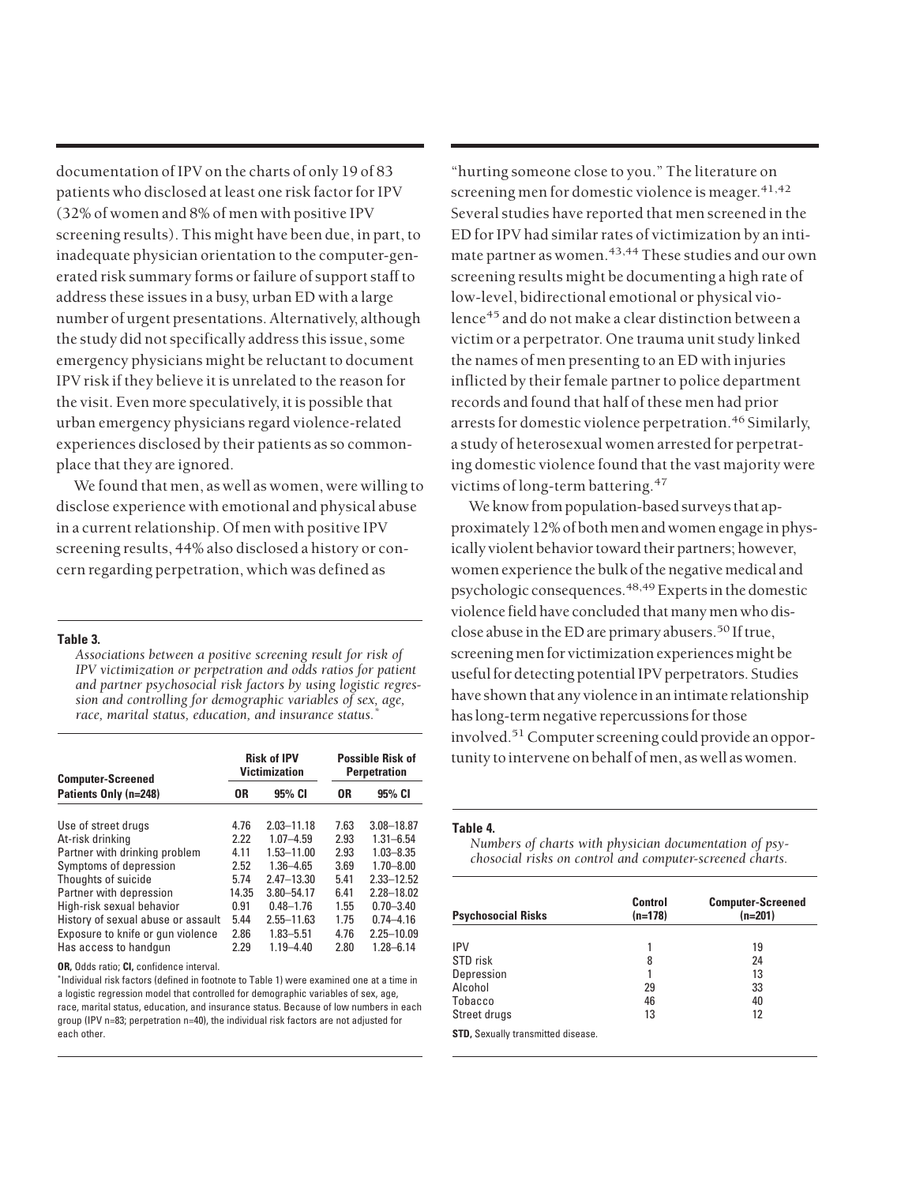documentation of IPV on the charts of only 19 of 83 patients who disclosed at least one risk factor for IPV (32% of women and 8% of men with positive IPV screening results). This might have been due, in part, to inadequate physician orientation to the computer-generated risk summary forms or failure of support staff to address these issues in a busy, urban ED with a large number of urgent presentations. Alternatively, although the study did not specifically address this issue, some emergency physicians might be reluctant to document IPV risk if they believe it is unrelated to the reason for the visit. Even more speculatively, it is possible that urban emergency physicians regard violence-related experiences disclosed by their patients as so commonplace that they are ignored.

We found that men, as well as women, were willing to disclose experience with emotional and physical abuse in a current relationship. Of men with positive IPV screening results, 44% also disclosed a history or concern regarding perpetration, which was defined as "hurting someone close to you." The literature on screening men for domestic violence is meager.[41,42] Several studies have reported that men screened in the ED for IPV had similar rates of victimization by an intimate partner as women.[43,44] These studies and our own screening results might be documenting a high rate of low-level, bidirectional emotional or physical violence[45] and do not make a clear distinction between a victim or a perpetrator. One trauma unit study linked the names of men presenting to an ED with injuries inflicted by their female partner to police department records and found that half of these men had prior arrests for domestic violence perpetration.[46] Similarly, a study of heterosexual women arrested for perpetrating domestic violence found that the vast majority were victims of long-term battering.[47]

We know from population-based surveys that approximately 12% of both men and women engage in physically violent behavior toward their partners; however, women experience the bulk of the negative medical and psychologic consequences.[48,49] Experts in the domestic violence field have concluded that many men who disclose abuse in the ED are primary abusers.[50] If true, screening men for victimization experiences might be useful for detecting potential IPV perpetrators. Studies have shown that any violence in an intimate relationship has long-term negative repercussions for those involved.[51] Computer screening could provide an opportunity to intervene on behalf of men, as well as women.

**Table 3.**

*Associations between a positive screening result for risk of IPV victimization or perpetration and odds ratios for patient and partner psychosocial risk factors by using logistic regression and controlling for demographic variables of sex, age, race, marital status, education, and insurance status.**

| Computer-Screened Patients Only (n=248) | Risk of IPV Victimization | | Possible Risk of Perpetration | |
|---|---|---|---|---|
| | OR | 95% CI | OR | 95% CI |
| Use of street drugs | 4.76 | 2.03–11.18 | 7.63 | 3.08–18.87 |
| At-risk drinking | 2.22 | 1.07–4.59 | 2.93 | 1.31–6.54 |
| Partner with drinking problem | 4.11 | 1.53–11.00 | 2.93 | 1.03–8.35 |
| Symptoms of depression | 2.52 | 1.36–4.65 | 3.69 | 1.70–8.00 |
| Thoughts of suicide | 5.74 | 2.47–13.30 | 5.41 | 2.33–12.52 |
| Partner with depression | 14.35 | 3.80–54.17 | 6.41 | 2.28–18.02 |
| High-risk sexual behavior | 0.91 | 0.48–1.76 | 1.55 | 0.70–3.40 |
| History of sexual abuse or assault | 5.44 | 2.55–11.63 | 1.75 | 0.74–4.16 |
| Exposure to knife or gun violence | 2.86 | 1.83–5.51 | 4.76 | 2.25–10.09 |
| Has access to handgun | 2.29 | 1.19–4.40 | 2.80 | 1.28–6.14 |

**OR,** Odds ratio; **CI,** confidence interval.

*Individual risk factors (defined in footnote to Table 1) were examined one at a time in a logistic regression model that controlled for demographic variables of sex, age, race, marital status, education, and insurance status. Because of low numbers in each group (IPV n=83; perpetration n=40), the individual risk factors are not adjusted for each other.

**Table 4.**

*Numbers of charts with physician documentation of psychosocial risks on control and computer-screened charts.*

| Psychosocial Risks | Control (n=178) | Computer-Screened (n=201) |
|---|---|---|
| IPV | 1 | 19 |
| STD risk | 8 | 24 |
| Depression | 1 | 13 |
| Alcohol | 29 | 33 |
| Tobacco | 46 | 40 |
| Street drugs | 13 | 12 |

**STD,** Sexually transmitted disease.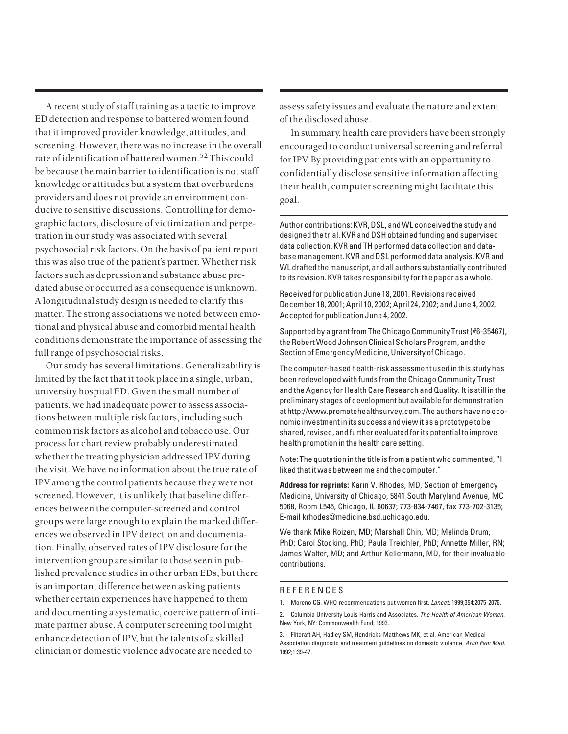A recent study of staff training as a tactic to improve ED detection and response to battered women found that it improved provider knowledge, attitudes, and screening. However, there was no increase in the overall rate of identification of battered women.[52] This could be because the main barrier to identification is not staff knowledge or attitudes but a system that overburdens providers and does not provide an environment conducive to sensitive discussions. Controlling for demographic factors, disclosure of victimization and perpetration in our study was associated with several psychosocial risk factors. On the basis of patient report, this was also true of the patient's partner. Whether risk factors such as depression and substance abuse predated abuse or occurred as a consequence is unknown. A longitudinal study design is needed to clarify this matter. The strong associations we noted between emotional and physical abuse and comorbid mental health conditions demonstrate the importance of assessing the full range of psychosocial risks.

Our study has several limitations. Generalizability is limited by the fact that it took place in a single, urban, university hospital ED. Given the small number of patients, we had inadequate power to assess associations between multiple risk factors, including such common risk factors as alcohol and tobacco use. Our process for chart review probably underestimated whether the treating physician addressed IPV during the visit. We have no information about the true rate of IPV among the control patients because they were not screened. However, it is unlikely that baseline differences between the computer-screened and control groups were large enough to explain the marked differences we observed in IPV detection and documentation. Finally, observed rates of IPV disclosure for the intervention group are similar to those seen in published prevalence studies in other urban EDs, but there is an important difference between asking patients whether certain experiences have happened to them and documenting a systematic, coercive pattern of intimate partner abuse. A computer screening tool might enhance detection of IPV, but the talents of a skilled clinician or domestic violence advocate are needed to assess safety issues and evaluate the nature and extent of the disclosed abuse.

In summary, health care providers have been strongly encouraged to conduct universal screening and referral for IPV. By providing patients with an opportunity to confidentially disclose sensitive information affecting their health, computer screening might facilitate this goal.

---

Author contributions: KVR, DSL, and WL conceived the study and designed the trial. KVR and DSH obtained funding and supervised data collection. KVR and TH performed data collection and database management. KVR and DSL performed data analysis. KVR and WL drafted the manuscript, and all authors substantially contributed to its revision. KVR takes responsibility for the paper as a whole.

Received for publication June 18, 2001. Revisions received December 18, 2001; April 10, 2002; April 24, 2002; and June 4, 2002. Accepted for publication June 4, 2002.

Supported by a grant from The Chicago Community Trust (#6-35467), the Robert Wood Johnson Clinical Scholars Program, and the Section of Emergency Medicine, University of Chicago.

The computer-based health-risk assessment used in this study has been redeveloped with funds from the Chicago Community Trust and the Agency for Health Care Research and Quality. It is still in the preliminary stages of development but available for demonstration at http://www.promotehealthsurvey.com. The authors have no economic investment in its success and view it as a prototype to be shared, revised, and further evaluated for its potential to improve health promotion in the health care setting.

Note: The quotation in the title is from a patient who commented, "I liked that it was between me and the computer."

**Address for reprints:** Karin V. Rhodes, MD, Section of Emergency Medicine, University of Chicago, 5841 South Maryland Avenue, MC 5068, Room L545, Chicago, IL 60637; 773-834-7467, fax 773-702-3135; E-mail krhodes@medicine.bsd.uchicago.edu.

We thank Mike Roizen, MD; Marshall Chin, MD; Melinda Drum, PhD; Carol Stocking, PhD; Paula Treichler, PhD; Annette Miller, RN; James Walter, MD; and Arthur Kellermann, MD, for their invaluable contributions.

## REFERENCES

1. Moreno CG. WHO recommendations put women first. *Lancet*. 1999;354:2075-2076.
2. Columbia University Louis Harris and Associates. *The Health of American Women*. New York, NY: Commonwealth Fund; 1993.
3. Flitcraft AH, Hadley SM, Hendricks-Matthews MK, et al. American Medical Association diagnostic and treatment guidelines on domestic violence. *Arch Fam Med*. 1992;1:39-47.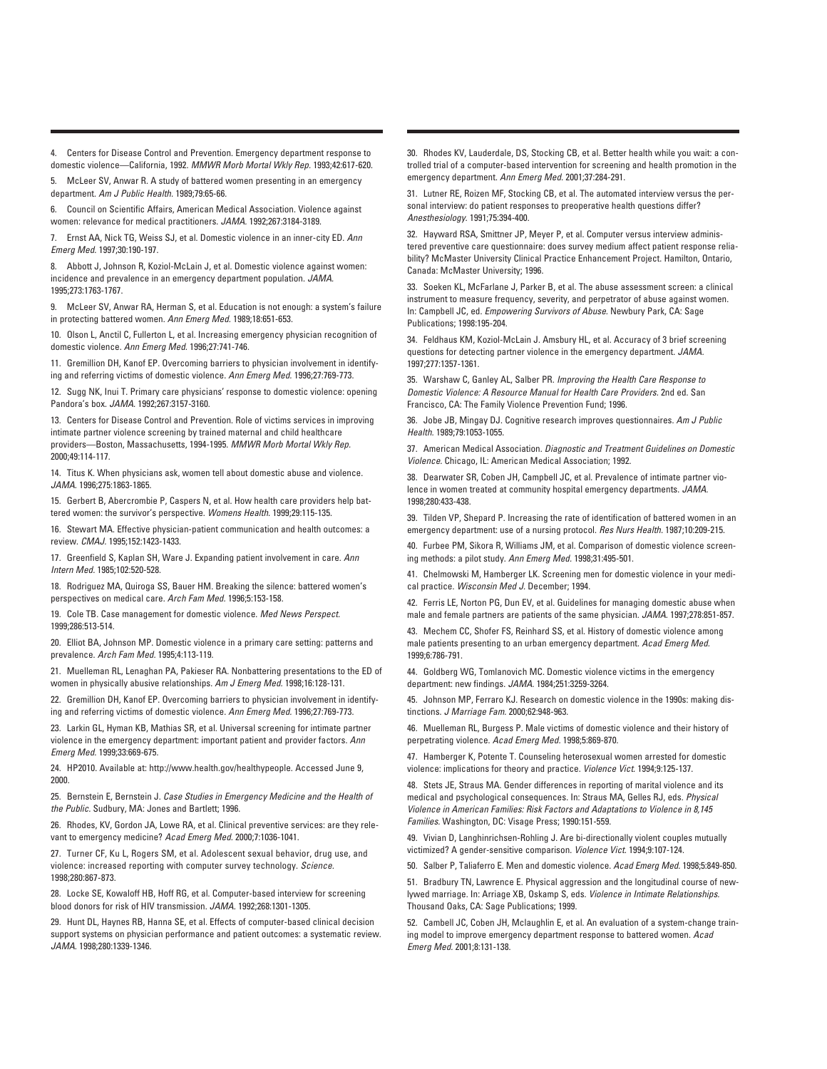4. Centers for Disease Control and Prevention. Emergency department response to domestic violence—California, 1992. *MMWR Morb Mortal Wkly Rep.* 1993;42:617-620.

5. McLeer SV, Anwar R. A study of battered women presenting in an emergency department. *Am J Public Health.* 1989;79:65-66.

6. Council on Scientific Affairs, American Medical Association. Violence against women: relevance for medical practitioners. *JAMA.* 1992;267:3184-3189.

7. Ernst AA, Nick TG, Weiss SJ, et al. Domestic violence in an inner-city ED. *Ann Emerg Med.* 1997;30:190-197.

8. Abbott J, Johnson R, Koziol-McLain J, et al. Domestic violence against women: incidence and prevalence in an emergency department population. *JAMA.* 1995;273:1763-1767.

9. McLeer SV, Anwar RA, Herman S, et al. Education is not enough: a system's failure in protecting battered women. *Ann Emerg Med.* 1989;18:651-653.

10. Olson L, Anctil C, Fullerton L, et al. Increasing emergency physician recognition of domestic violence. *Ann Emerg Med.* 1996;27:741-746.

11. Gremillion DH, Kanof EP. Overcoming barriers to physician involvement in identifying and referring victims of domestic violence. *Ann Emerg Med.* 1996;27:769-773.

12. Sugg NK, Inui T. Primary care physicians' response to domestic violence: opening Pandora's box. *JAMA.* 1992;267:3157-3160.

13. Centers for Disease Control and Prevention. Role of victims services in improving intimate partner violence screening by trained maternal and child healthcare providers—Boston, Massachusetts, 1994-1995. *MMWR Morb Mortal Wkly Rep.* 2000;49:114-117.

14. Titus K. When physicians ask, women tell about domestic abuse and violence. *JAMA.* 1996;275:1863-1865.

15. Gerbert B, Abercrombie P, Caspers N, et al. How health care providers help battered women: the survivor's perspective. *Womens Health.* 1999;29:115-135.

16. Stewart MA. Effective physician-patient communication and health outcomes: a review. *CMAJ.* 1995;152:1423-1433.

17. Greenfield S, Kaplan SH, Ware J. Expanding patient involvement in care. *Ann Intern Med.* 1985;102:520-528.

18. Rodriguez MA, Quiroga SS, Bauer HM. Breaking the silence: battered women's perspectives on medical care. *Arch Fam Med.* 1996;5:153-158.

19. Cole TB. Case management for domestic violence. *Med News Perspect.* 1999;286:513-514.

20. Elliot BA, Johnson MP. Domestic violence in a primary care setting: patterns and prevalence. *Arch Fam Med.* 1995;4:113-119.

21. Muelleman RL, Lenaghan PA, Pakieser RA. Nonbattering presentations to the ED of women in physically abusive relationships. *Am J Emerg Med.* 1998;16:128-131.

22. Gremillion DH, Kanof EP. Overcoming barriers to physician involvement in identifying and referring victims of domestic violence. *Ann Emerg Med.* 1996;27:769-773.

23. Larkin GL, Hyman KB, Mathias SR, et al. Universal screening for intimate partner violence in the emergency department: important patient and provider factors. *Ann Emerg Med.* 1999;33:669-675.

24. HP2010. Available at: http://www.health.gov/healthypeople. Accessed June 9, 2000.

25. Bernstein E, Bernstein J. *Case Studies in Emergency Medicine and the Health of the Public.* Sudbury, MA: Jones and Bartlett; 1996.

26. Rhodes KV, Gordon JA, Lowe RA, et al. Clinical preventive services: are they relevant to emergency medicine? *Acad Emerg Med.* 2000;7:1036-1041.

27. Turner CF, Ku L, Rogers SM, et al. Adolescent sexual behavior, drug use, and violence: increased reporting with computer survey technology. *Science.* 1998;280:867-873.

28. Locke SE, Kowaloff HB, Hoff RG, et al. Computer-based interview for screening blood donors for risk of HIV transmission. *JAMA.* 1992;268:1301-1305.

29. Hunt DL, Haynes RB, Hanna SE, et al. Effects of computer-based clinical decision support systems on physician performance and patient outcomes: a systematic review. *JAMA.* 1998;280:1339-1346.

30. Rhodes KV, Lauderdale, DS, Stocking CB, et al. Better health while you wait: a controlled trial of a computer-based intervention for screening and health promotion in the emergency department. *Ann Emerg Med.* 2001;37:284-291.

31. Lutner RE, Roizen MF, Stocking CB, et al. The automated interview versus the personal interview: do patient responses to preoperative health questions differ? *Anesthesiology.* 1991;75:394-400.

32. Hayward RSA, Smittner JP, Meyer P, et al. Computer versus interview administered preventive care questionnaire: does survey medium affect patient response reliability? McMaster University Clinical Practice Enhancement Project. Hamilton, Ontario, Canada: McMaster University; 1996.

33. Soeken KL, McFarlane J, Parker B, et al. The abuse assessment screen: a clinical instrument to measure frequency, severity, and perpetrator of abuse against women. In: Campbell JC, ed. *Empowering Survivors of Abuse.* Newbury Park, CA: Sage Publications; 1998:195-204.

34. Feldhaus KM, Koziol-McLain J. Amsbury HL, et al. Accuracy of 3 brief screening questions for detecting partner violence in the emergency department. *JAMA.* 1997;277:1357-1361.

35. Warshaw C, Ganley AL, Salber PR. *Improving the Health Care Response to Domestic Violence: A Resource Manual for Health Care Providers.* 2nd ed. San Francisco, CA: The Family Violence Prevention Fund; 1996.

36. Jobe JB, Mingay DJ. Cognitive research improves questionnaires. *Am J Public Health.* 1989;79:1053-1055.

37. American Medical Association. *Diagnostic and Treatment Guidelines on Domestic Violence.* Chicago, IL: American Medical Association; 1992.

38. Dearwater SR, Coben JH, Campbell JC, et al. Prevalence of intimate partner violence in women treated at community hospital emergency departments. *JAMA.* 1998;280:433-438.

39. Tilden VP, Shepard P. Increasing the rate of identification of battered women in an emergency department: use of a nursing protocol. *Res Nurs Health.* 1987;10:209-215.

40. Furbee PM, Sikora R, Williams JM, et al. Comparison of domestic violence screening methods: a pilot study. *Ann Emerg Med.* 1998;31:495-501.

41. Chelmowski M, Hamberger LK. Screening men for domestic violence in your medical practice. *Wisconsin Med J.* December; 1994.

42. Ferris LE, Norton PG, Dun EV, et al. Guidelines for managing domestic abuse when male and female partners are patients of the same physician. *JAMA.* 1997;278:851-857.

43. Mechem CC, Shofer FS, Reinhard SS, et al. History of domestic violence among male patients presenting to an urban emergency department. *Acad Emerg Med.* 1999;6:786-791.

44. Goldberg WG, Tomlanovich MC. Domestic violence victims in the emergency department: new findings. *JAMA.* 1984;251:3259-3264.

45. Johnson MP, Ferraro KJ. Research on domestic violence in the 1990s: making distinctions. *J Marriage Fam.* 2000;62:948-963.

46. Muelleman RL, Burgess P. Male victims of domestic violence and their history of perpetrating violence. *Acad Emerg Med.* 1998;5:869-870.

47. Hamberger K, Potente T. Counseling heterosexual women arrested for domestic violence: implications for theory and practice. *Violence Vict.* 1994;9:125-137.

48. Stets JE, Straus MA. Gender differences in reporting of marital violence and its medical and psychological consequences. In: Straus MA, Gelles RJ, eds. *Physical Violence in American Families: Risk Factors and Adaptations to Violence in 8,145 Families.* Washington, DC: Visage Press; 1990:151-559.

49. Vivian D, Langhinrichsen-Rohling J. Are bi-directionally violent couples mutually victimized? A gender-sensitive comparison. *Violence Vict.* 1994;9:107-124.

50. Salber P, Taliaferro E. Men and domestic violence. *Acad Emerg Med.* 1998;5:849-850.

51. Bradbury TN, Lawrence E. Physical aggression and the longitudinal course of newlywed marriage. In: Arriage XB, Oskamp S, eds. *Violence in Intimate Relationships.* Thousand Oaks, CA: Sage Publications; 1999.

52. Cambell JC, Coben JH, Mclaughlin E, et al. An evaluation of a system-change training model to improve emergency department response to battered women. *Acad Emerg Med.* 2001;8:131-138.